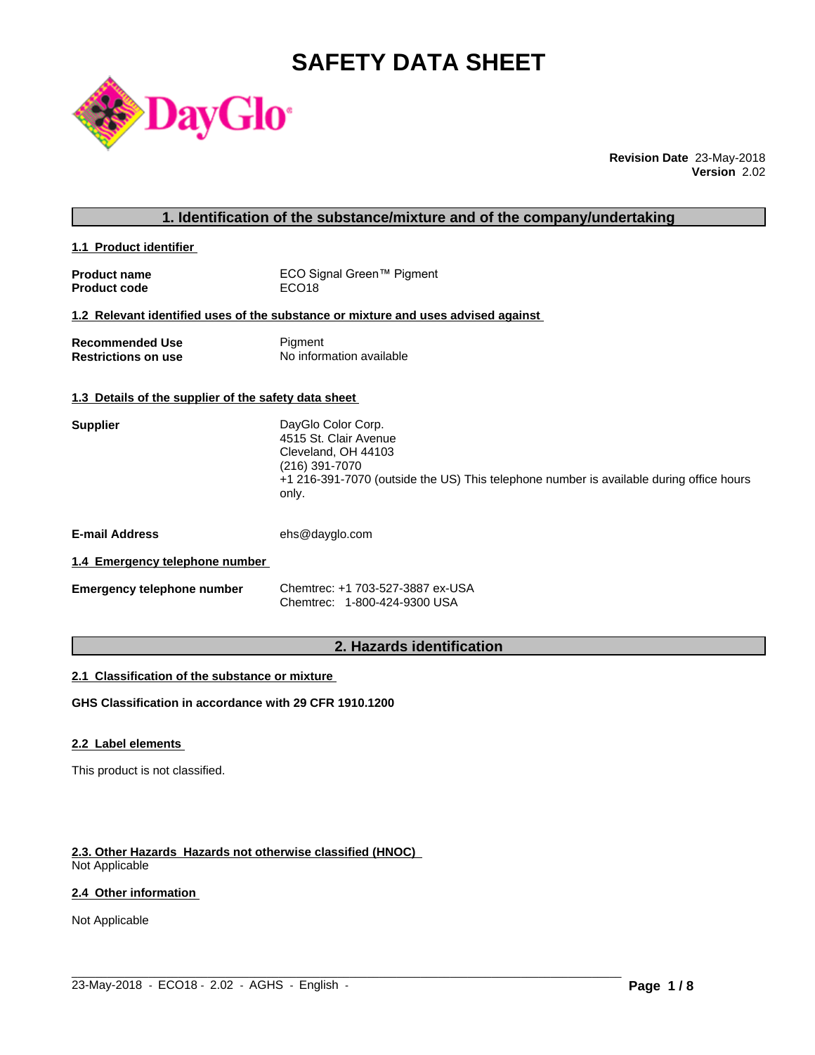# SAFETY DATA SHEET

DayGlo

**Revision Date** 23-May-2018
**Version** 2.02

## 1. Identification of the substance/mixture and of the company/undertaking

### 1.1 Product identifier

**Product name** ECO Signal Green™ Pigment
**Product code** ECO18

### 1.2 Relevant identified uses of the substance or mixture and uses advised against

**Recommended Use** Pigment
**Restrictions on use** No information available

### 1.3 Details of the supplier of the safety data sheet

**Supplier**
DayGlo Color Corp.
4515 St. Clair Avenue
Cleveland, OH 44103
(216) 391-7070
+1 216-391-7070 (outside the US) This telephone number is available during office hours only.

**E-mail Address** ehs@dayglo.com

### 1.4 Emergency telephone number

**Emergency telephone number**
Chemtrec: +1 703-527-3887 ex-USA
Chemtrec: 1-800-424-9300 USA

## 2. Hazards identification

### 2.1 Classification of the substance or mixture

**GHS Classification in accordance with 29 CFR 1910.1200**

### 2.2 Label elements

This product is not classified.

### 2.3. Other Hazards Hazards not otherwise classified (HNOC)

Not Applicable

### 2.4 Other information

Not Applicable

23-May-2018 - ECO18 - 2.02 - AGHS - English -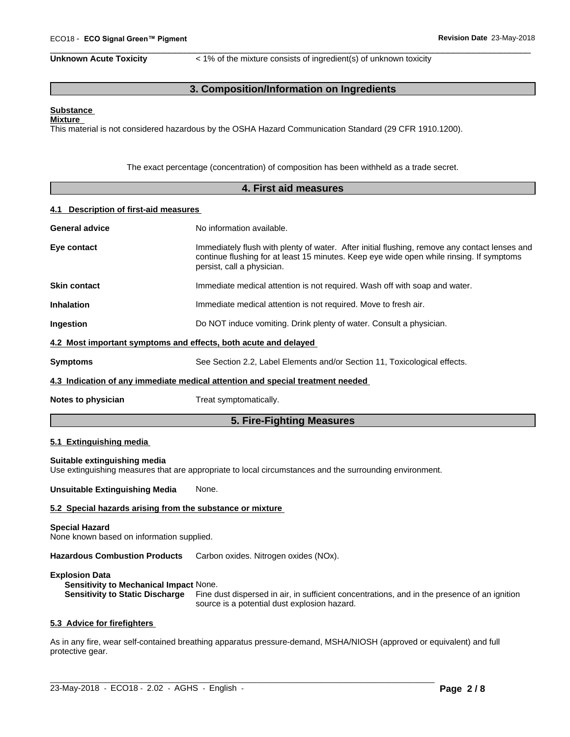**Unknown Acute Toxicity** < 1% of the mixture consists of ingredient(s) of unknown toxicity

## 3. Composition/Information on Ingredients

**Substance**

**Mixture**

This material is not considered hazardous by the OSHA Hazard Communication Standard (29 CFR 1910.1200).

The exact percentage (concentration) of composition has been withheld as a trade secret.

## 4. First aid measures

### 4.1 Description of first-aid measures

**General advice** No information available.

**Eye contact** Immediately flush with plenty of water. After initial flushing, remove any contact lenses and continue flushing for at least 15 minutes. Keep eye wide open while rinsing. If symptoms persist, call a physician.

**Skin contact** Immediate medical attention is not required. Wash off with soap and water.

**Inhalation** Immediate medical attention is not required. Move to fresh air.

**Ingestion** Do NOT induce vomiting. Drink plenty of water. Consult a physician.

### 4.2 Most important symptoms and effects, both acute and delayed

**Symptoms** See Section 2.2, Label Elements and/or Section 11, Toxicological effects.

### 4.3 Indication of any immediate medical attention and special treatment needed

**Notes to physician** Treat symptomatically.

## 5. Fire-Fighting Measures

### 5.1 Extinguishing media

**Suitable extinguishing media**

Use extinguishing measures that are appropriate to local circumstances and the surrounding environment.

**Unsuitable Extinguishing Media** None.

### 5.2 Special hazards arising from the substance or mixture

**Special Hazard**

None known based on information supplied.

**Hazardous Combustion Products** Carbon oxides. Nitrogen oxides (NOx).

**Explosion Data**

**Sensitivity to Mechanical Impact** None.

**Sensitivity to Static Discharge** Fine dust dispersed in air, in sufficient concentrations, and in the presence of an ignition source is a potential dust explosion hazard.

### 5.3 Advice for firefighters

As in any fire, wear self-contained breathing apparatus pressure-demand, MSHA/NIOSH (approved or equivalent) and full protective gear.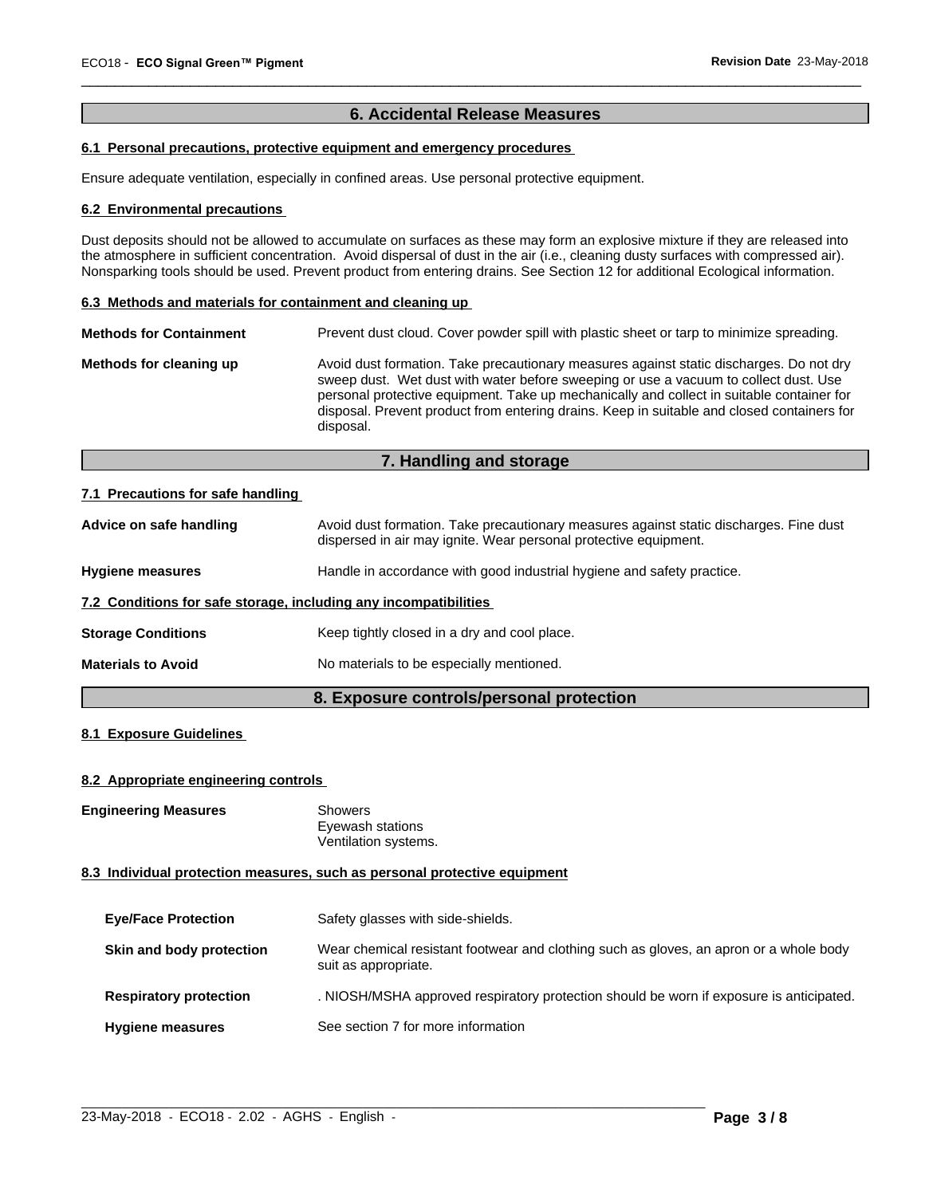## 6. Accidental Release Measures

### 6.1 Personal precautions, protective equipment and emergency procedures

Ensure adequate ventilation, especially in confined areas. Use personal protective equipment.

### 6.2 Environmental precautions

Dust deposits should not be allowed to accumulate on surfaces as these may form an explosive mixture if they are released into the atmosphere in sufficient concentration. Avoid dispersal of dust in the air (i.e., cleaning dusty surfaces with compressed air). Nonsparking tools should be used. Prevent product from entering drains. See Section 12 for additional Ecological information.

### 6.3 Methods and materials for containment and cleaning up

**Methods for Containment** Prevent dust cloud. Cover powder spill with plastic sheet or tarp to minimize spreading.

**Methods for cleaning up** Avoid dust formation. Take precautionary measures against static discharges. Do not dry sweep dust. Wet dust with water before sweeping or use a vacuum to collect dust. Use personal protective equipment. Take up mechanically and collect in suitable container for disposal. Prevent product from entering drains. Keep in suitable and closed containers for disposal.

## 7. Handling and storage

### 7.1 Precautions for safe handling

**Advice on safe handling** Avoid dust formation. Take precautionary measures against static discharges. Fine dust dispersed in air may ignite. Wear personal protective equipment.

**Hygiene measures** Handle in accordance with good industrial hygiene and safety practice.

### 7.2 Conditions for safe storage, including any incompatibilities

**Storage Conditions** Keep tightly closed in a dry and cool place.

**Materials to Avoid** No materials to be especially mentioned.

## 8. Exposure controls/personal protection

### 8.1 Exposure Guidelines

### 8.2 Appropriate engineering controls

**Engineering Measures** Showers
Eyewash stations
Ventilation systems.

### 8.3 Individual protection measures, such as personal protective equipment

**Eye/Face Protection** Safety glasses with side-shields.

**Skin and body protection** Wear chemical resistant footwear and clothing such as gloves, an apron or a whole body suit as appropriate.

**Respiratory protection** . NIOSH/MSHA approved respiratory protection should be worn if exposure is anticipated.

**Hygiene measures** See section 7 for more information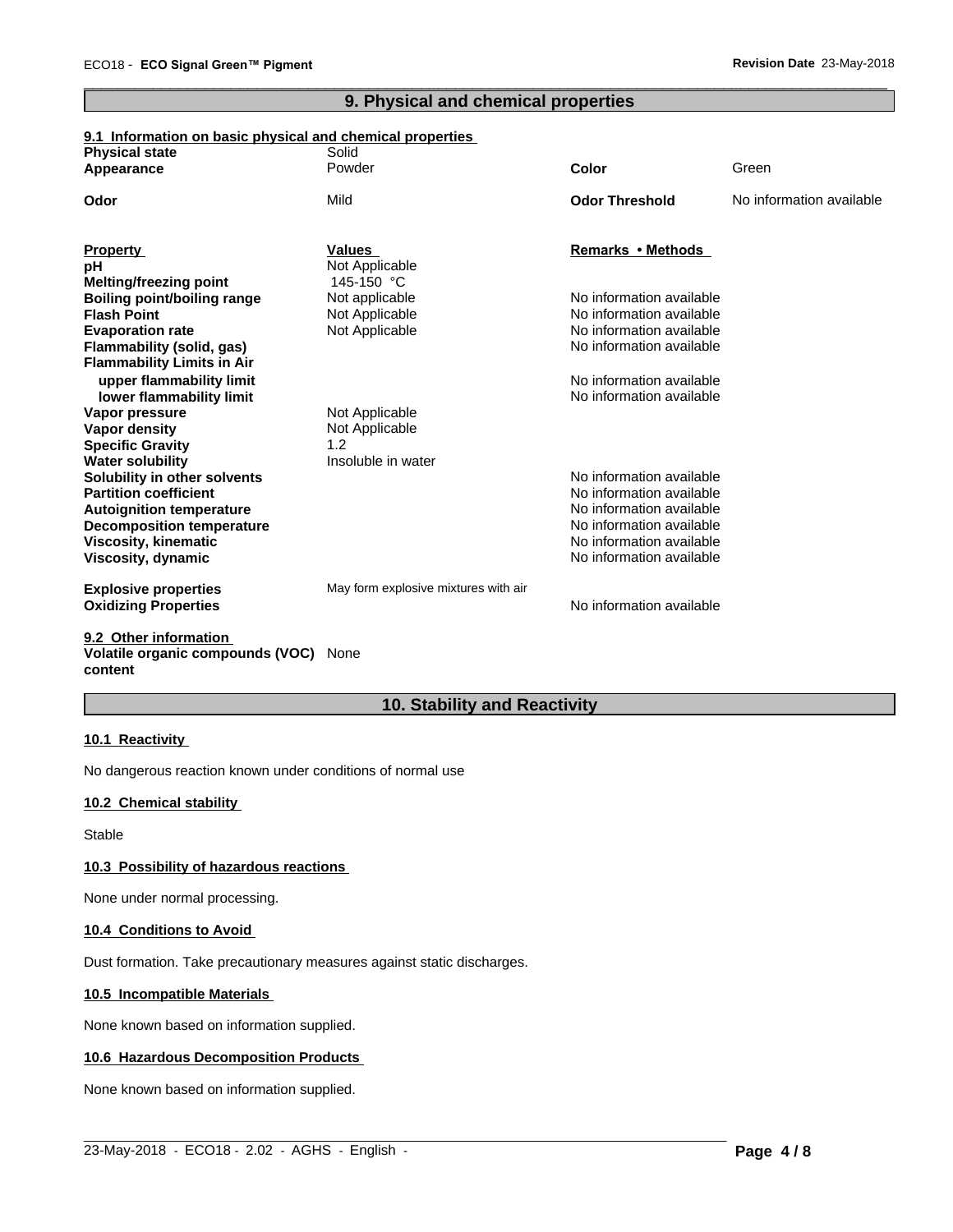## 9. Physical and chemical properties

### 9.1 Information on basic physical and chemical properties

| | | | |
|---|---|---|---|
| **Physical state** | Solid | | |
| **Appearance** | Powder | **Color** | Green |
| **Odor** | Mild | **Odor Threshold** | No information available |

| **Property** | **Values** | **Remarks • Methods** |
|---|---|---|
| **pH** | Not Applicable | |
| **Melting/freezing point** | 145-150 °C | |
| **Boiling point/boiling range** | Not applicable | No information available |
| **Flash Point** | Not Applicable | No information available |
| **Evaporation rate** | Not Applicable | No information available |
| **Flammability (solid, gas)** | | No information available |
| **Flammability Limits in Air** | | |
| **upper flammability limit** | | No information available |
| **lower flammability limit** | | No information available |
| **Vapor pressure** | Not Applicable | |
| **Vapor density** | Not Applicable | |
| **Specific Gravity** | 1.2 | |
| **Water solubility** | Insoluble in water | |
| **Solubility in other solvents** | | No information available |
| **Partition coefficient** | | No information available |
| **Autoignition temperature** | | No information available |
| **Decomposition temperature** | | No information available |
| **Viscosity, kinematic** | | No information available |
| **Viscosity, dynamic** | | No information available |
| **Explosive properties** | May form explosive mixtures with air | |
| **Oxidizing Properties** | | No information available |

### 9.2 Other information

**Volatile organic compounds (VOC) content** None

## 10. Stability and Reactivity

### 10.1 Reactivity

No dangerous reaction known under conditions of normal use

### 10.2 Chemical stability

Stable

### 10.3 Possibility of hazardous reactions

None under normal processing.

### 10.4 Conditions to Avoid

Dust formation. Take precautionary measures against static discharges.

### 10.5 Incompatible Materials

None known based on information supplied.

### 10.6 Hazardous Decomposition Products

None known based on information supplied.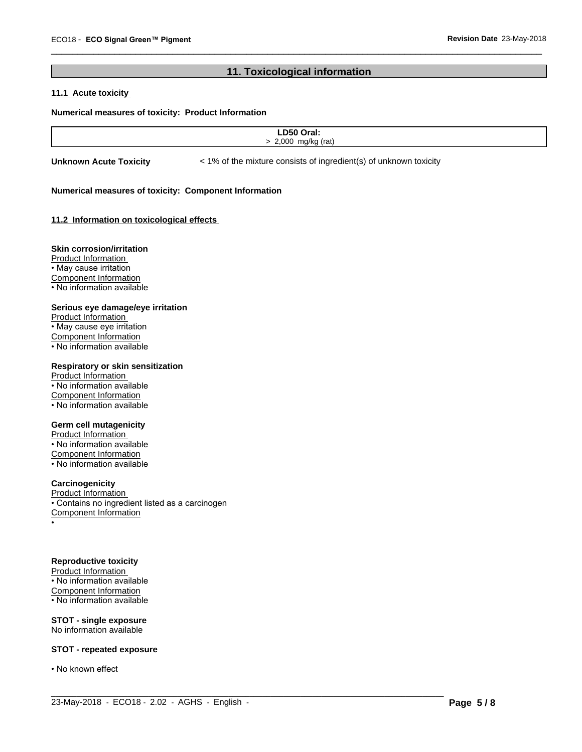## 11. Toxicological information

### 11.1 Acute toxicity

**Numerical measures of toxicity: Product Information**

| LD50 Oral: |
| --- |
| > 2,000 mg/kg (rat) |

**Unknown Acute Toxicity** < 1% of the mixture consists of ingredient(s) of unknown toxicity

**Numerical measures of toxicity: Component Information**

### 11.2 Information on toxicological effects

**Skin corrosion/irritation**
Product Information
• May cause irritation
Component Information
• No information available

**Serious eye damage/eye irritation**
Product Information
• May cause eye irritation
Component Information
• No information available

**Respiratory or skin sensitization**
Product Information
• No information available
Component Information
• No information available

**Germ cell mutagenicity**
Product Information
• No information available
Component Information
• No information available

**Carcinogenicity**
Product Information
• Contains no ingredient listed as a carcinogen
Component Information
•

**Reproductive toxicity**
Product Information
• No information available
Component Information
• No information available

**STOT - single exposure**
No information available

**STOT - repeated exposure**

• No known effect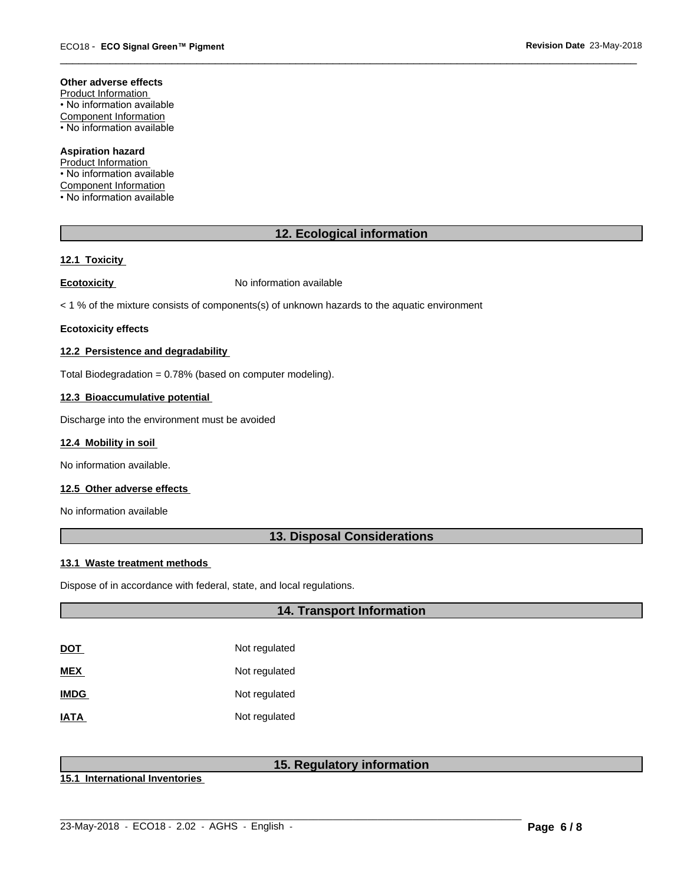**Other adverse effects**

Product Information

• No information available

Component Information

• No information available

**Aspiration hazard**

Product Information

• No information available

Component Information

• No information available

## 12. Ecological information

### 12.1 Toxicity

**Ecotoxicity** No information available

< 1 % of the mixture consists of components(s) of unknown hazards to the aquatic environment

**Ecotoxicity effects**

### 12.2 Persistence and degradability

Total Biodegradation = 0.78% (based on computer modeling).

### 12.3 Bioaccumulative potential

Discharge into the environment must be avoided

### 12.4 Mobility in soil

No information available.

### 12.5 Other adverse effects

No information available

## 13. Disposal Considerations

### 13.1 Waste treatment methods

Dispose of in accordance with federal, state, and local regulations.

## 14. Transport Information

| | |
|---|---|
| **DOT** | Not regulated |
| **MEX** | Not regulated |
| **IMDG** | Not regulated |
| **IATA** | Not regulated |

## 15. Regulatory information

### 15.1 International Inventories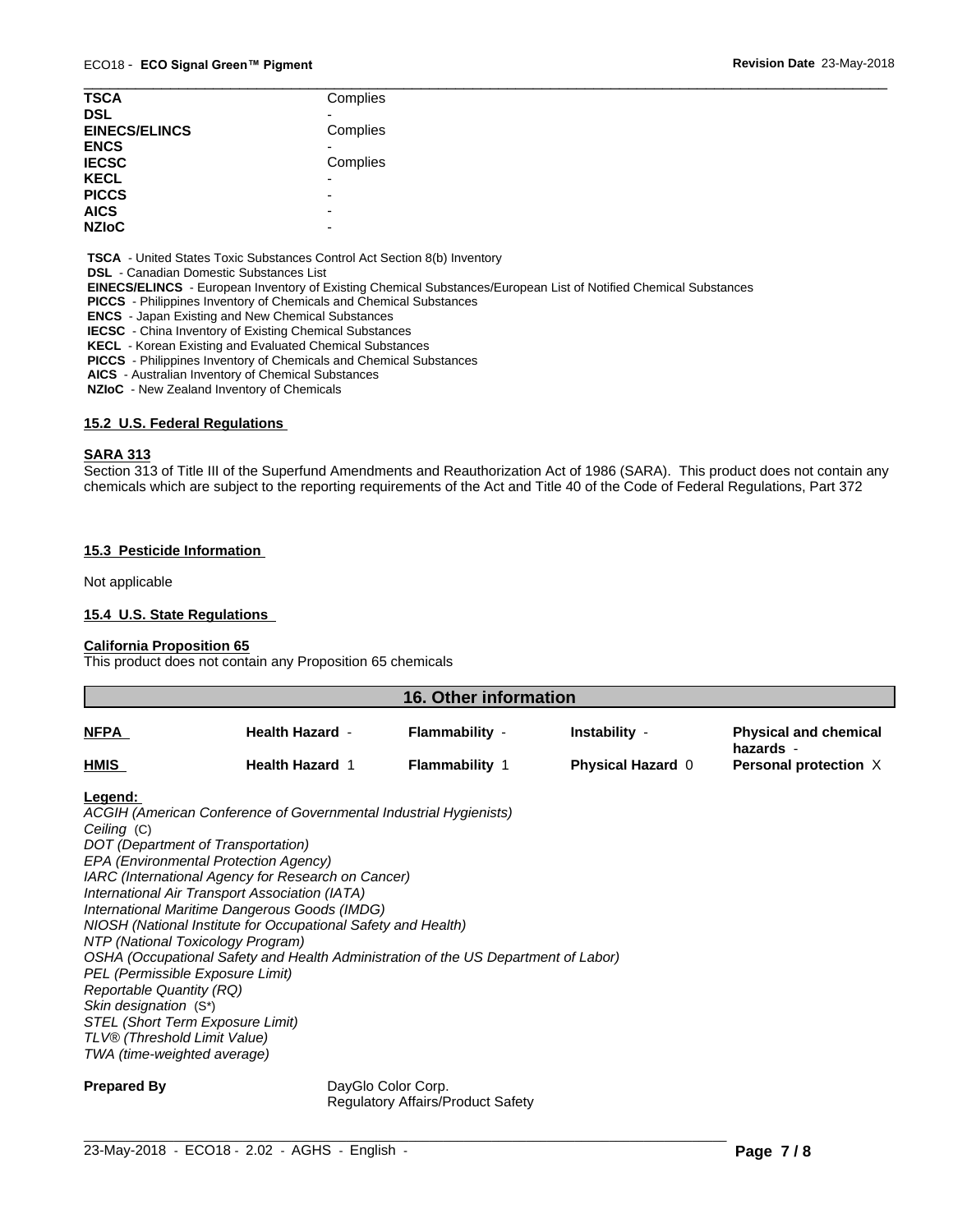| | |
|---|---|
| **TSCA** | Complies |
| **DSL** | - |
| **EINECS/ELINCS** | Complies |
| **ENCS** | - |
| **IECSC** | Complies |
| **KECL** | - |
| **PICCS** | - |
| **AICS** | - |
| **NZIoC** | - |

**TSCA** - United States Toxic Substances Control Act Section 8(b) Inventory
**DSL** - Canadian Domestic Substances List
**EINECS/ELINCS** - European Inventory of Existing Chemical Substances/European List of Notified Chemical Substances
**PICCS** - Philippines Inventory of Chemicals and Chemical Substances
**ENCS** - Japan Existing and New Chemical Substances
**IECSC** - China Inventory of Existing Chemical Substances
**KECL** - Korean Existing and Evaluated Chemical Substances
**PICCS** - Philippines Inventory of Chemicals and Chemical Substances
**AICS** - Australian Inventory of Chemical Substances
**NZIoC** - New Zealand Inventory of Chemicals

### 15.2 U.S. Federal Regulations

**SARA 313**

Section 313 of Title III of the Superfund Amendments and Reauthorization Act of 1986 (SARA). This product does not contain any chemicals which are subject to the reporting requirements of the Act and Title 40 of the Code of Federal Regulations, Part 372

### 15.3 Pesticide Information

Not applicable

### 15.4 U.S. State Regulations

**California Proposition 65**

This product does not contain any Proposition 65 chemicals

## 16. Other information

| | | | | |
|---|---|---|---|---|
| **NFPA** | **Health Hazard** - | **Flammability** - | **Instability** - | **Physical and chemical hazards** - |
| **HMIS** | **Health Hazard** 1 | **Flammability** 1 | **Physical Hazard** 0 | **Personal protection** X |

**Legend:**

*ACGIH (American Conference of Governmental Industrial Hygienists)*
*Ceiling* (C)
*DOT (Department of Transportation)*
*EPA (Environmental Protection Agency)*
*IARC (International Agency for Research on Cancer)*
*International Air Transport Association (IATA)*
*International Maritime Dangerous Goods (IMDG)*
*NIOSH (National Institute for Occupational Safety and Health)*
*NTP (National Toxicology Program)*
*OSHA (Occupational Safety and Health Administration of the US Department of Labor)*
*PEL (Permissible Exposure Limit)*
*Reportable Quantity (RQ)*
*Skin designation* (S*)
*STEL (Short Term Exposure Limit)*
*TLV® (Threshold Limit Value)*
*TWA (time-weighted average)*

**Prepared By** DayGlo Color Corp.
Regulatory Affairs/Product Safety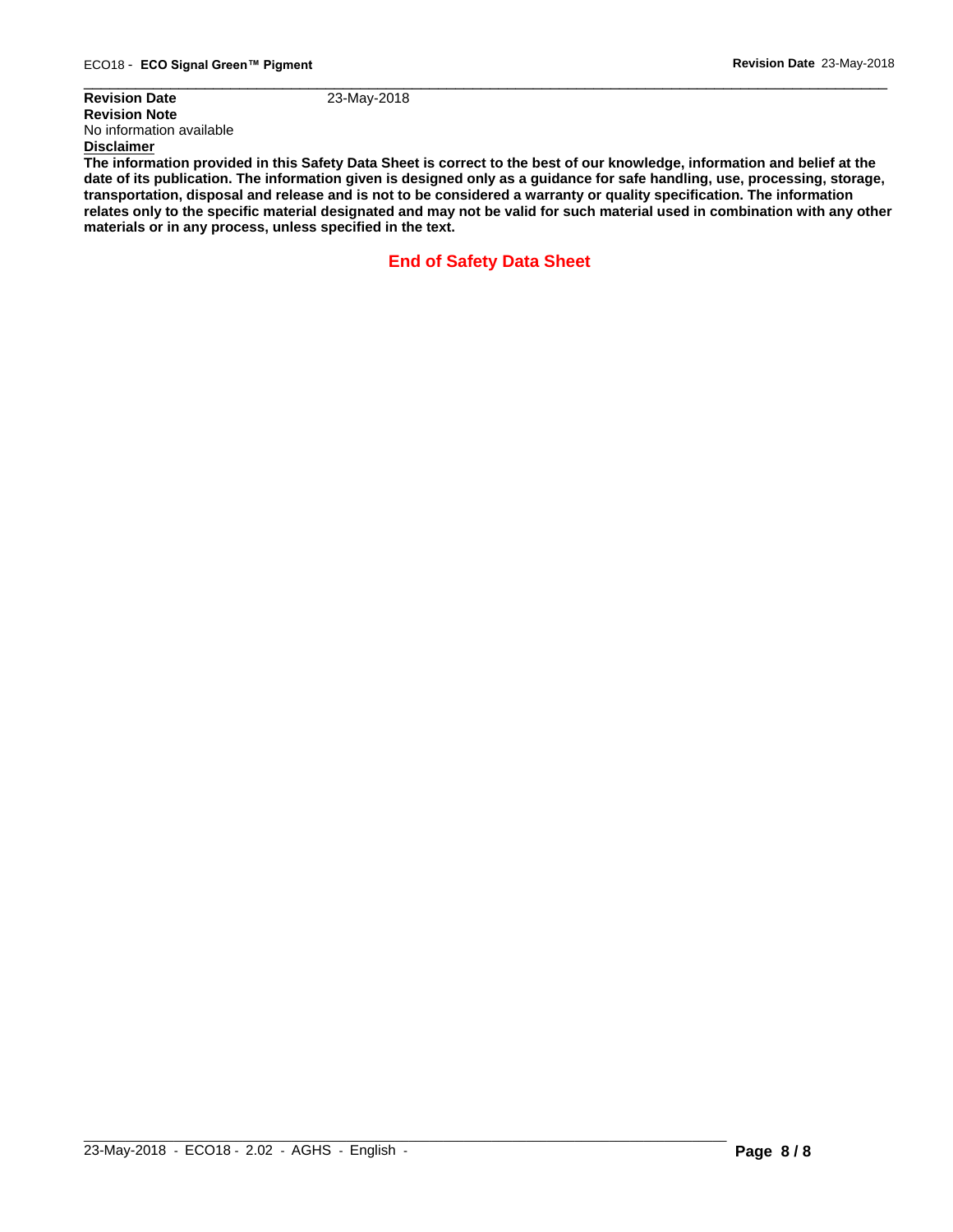**Revision Date** 23-May-2018

**Revision Note**

No information available

**Disclaimer**

**The information provided in this Safety Data Sheet is correct to the best of our knowledge, information and belief at the date of its publication. The information given is designed only as a guidance for safe handling, use, processing, storage, transportation, disposal and release and is not to be considered a warranty or quality specification. The information relates only to the specific material designated and may not be valid for such material used in combination with any other materials or in any process, unless specified in the text.**

**End of Safety Data Sheet**